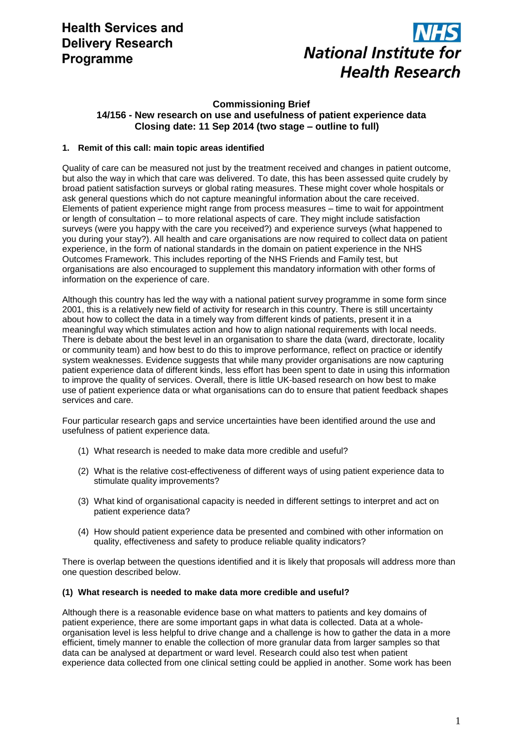# Health Services and Delivery Research Programme

**NHS National Institute for Health Research**

**Commissioning Brief**
**14/156 - New research on use and usefulness of patient experience data**
**Closing date: 11 Sep 2014 (two stage – outline to full)**

## 1. Remit of this call: main topic areas identified

Quality of care can be measured not just by the treatment received and changes in patient outcome, but also the way in which that care was delivered. To date, this has been assessed quite crudely by broad patient satisfaction surveys or global rating measures. These might cover whole hospitals or ask general questions which do not capture meaningful information about the care received. Elements of patient experience might range from process measures – time to wait for appointment or length of consultation – to more relational aspects of care. They might include satisfaction surveys (were you happy with the care you received?) and experience surveys (what happened to you during your stay?). All health and care organisations are now required to collect data on patient experience, in the form of national standards in the domain on patient experience in the NHS Outcomes Framework. This includes reporting of the NHS Friends and Family test, but organisations are also encouraged to supplement this mandatory information with other forms of information on the experience of care.

Although this country has led the way with a national patient survey programme in some form since 2001, this is a relatively new field of activity for research in this country. There is still uncertainty about how to collect the data in a timely way from different kinds of patients, present it in a meaningful way which stimulates action and how to align national requirements with local needs. There is debate about the best level in an organisation to share the data (ward, directorate, locality or community team) and how best to do this to improve performance, reflect on practice or identify system weaknesses. Evidence suggests that while many provider organisations are now capturing patient experience data of different kinds, less effort has been spent to date in using this information to improve the quality of services. Overall, there is little UK-based research on how best to make use of patient experience data or what organisations can do to ensure that patient feedback shapes services and care.

Four particular research gaps and service uncertainties have been identified around the use and usefulness of patient experience data.

(1) What research is needed to make data more credible and useful?

(2) What is the relative cost-effectiveness of different ways of using patient experience data to stimulate quality improvements?

(3) What kind of organisational capacity is needed in different settings to interpret and act on patient experience data?

(4) How should patient experience data be presented and combined with other information on quality, effectiveness and safety to produce reliable quality indicators?

There is overlap between the questions identified and it is likely that proposals will address more than one question described below.

### (1) What research is needed to make data more credible and useful?

Although there is a reasonable evidence base on what matters to patients and key domains of patient experience, there are some important gaps in what data is collected. Data at a whole-organisation level is less helpful to drive change and a challenge is how to gather the data in a more efficient, timely manner to enable the collection of more granular data from larger samples so that data can be analysed at department or ward level. Research could also test when patient experience data collected from one clinical setting could be applied in another. Some work has been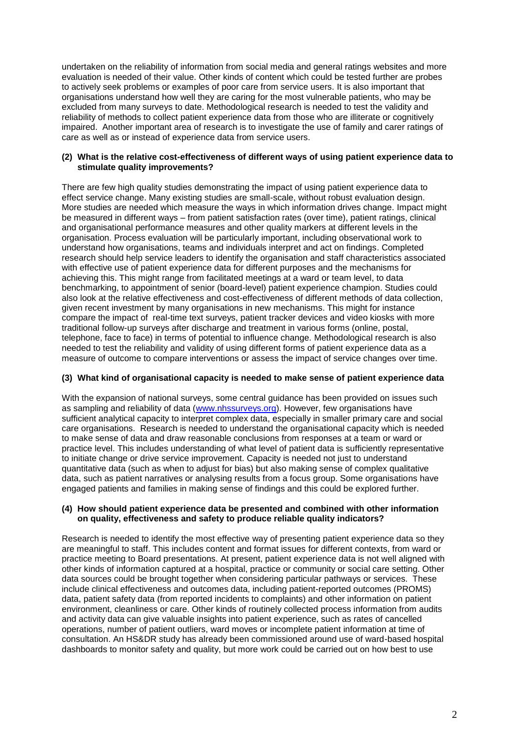undertaken on the reliability of information from social media and general ratings websites and more evaluation is needed of their value. Other kinds of content which could be tested further are probes to actively seek problems or examples of poor care from service users. It is also important that organisations understand how well they are caring for the most vulnerable patients, who may be excluded from many surveys to date. Methodological research is needed to test the validity and reliability of methods to collect patient experience data from those who are illiterate or cognitively impaired. Another important area of research is to investigate the use of family and carer ratings of care as well as or instead of experience data from service users.

**(2) What is the relative cost-effectiveness of different ways of using patient experience data to stimulate quality improvements?**

There are few high quality studies demonstrating the impact of using patient experience data to effect service change. Many existing studies are small-scale, without robust evaluation design. More studies are needed which measure the ways in which information drives change. Impact might be measured in different ways – from patient satisfaction rates (over time), patient ratings, clinical and organisational performance measures and other quality markers at different levels in the organisation. Process evaluation will be particularly important, including observational work to understand how organisations, teams and individuals interpret and act on findings. Completed research should help service leaders to identify the organisation and staff characteristics associated with effective use of patient experience data for different purposes and the mechanisms for achieving this. This might range from facilitated meetings at a ward or team level, to data benchmarking, to appointment of senior (board-level) patient experience champion. Studies could also look at the relative effectiveness and cost-effectiveness of different methods of data collection, given recent investment by many organisations in new mechanisms. This might for instance compare the impact of real-time text surveys, patient tracker devices and video kiosks with more traditional follow-up surveys after discharge and treatment in various forms (online, postal, telephone, face to face) in terms of potential to influence change. Methodological research is also needed to test the reliability and validity of using different forms of patient experience data as a measure of outcome to compare interventions or assess the impact of service changes over time.

**(3) What kind of organisational capacity is needed to make sense of patient experience data**

With the expansion of national surveys, some central guidance has been provided on issues such as sampling and reliability of data (www.nhssurveys.org). However, few organisations have sufficient analytical capacity to interpret complex data, especially in smaller primary care and social care organisations. Research is needed to understand the organisational capacity which is needed to make sense of data and draw reasonable conclusions from responses at a team or ward or practice level. This includes understanding of what level of patient data is sufficiently representative to initiate change or drive service improvement. Capacity is needed not just to understand quantitative data (such as when to adjust for bias) but also making sense of complex qualitative data, such as patient narratives or analysing results from a focus group. Some organisations have engaged patients and families in making sense of findings and this could be explored further.

**(4) How should patient experience data be presented and combined with other information on quality, effectiveness and safety to produce reliable quality indicators?**

Research is needed to identify the most effective way of presenting patient experience data so they are meaningful to staff. This includes content and format issues for different contexts, from ward or practice meeting to Board presentations. At present, patient experience data is not well aligned with other kinds of information captured at a hospital, practice or community or social care setting. Other data sources could be brought together when considering particular pathways or services. These include clinical effectiveness and outcomes data, including patient-reported outcomes (PROMS) data, patient safety data (from reported incidents to complaints) and other information on patient environment, cleanliness or care. Other kinds of routinely collected process information from audits and activity data can give valuable insights into patient experience, such as rates of cancelled operations, number of patient outliers, ward moves or incomplete patient information at time of consultation. An HS&DR study has already been commissioned around use of ward-based hospital dashboards to monitor safety and quality, but more work could be carried out on how best to use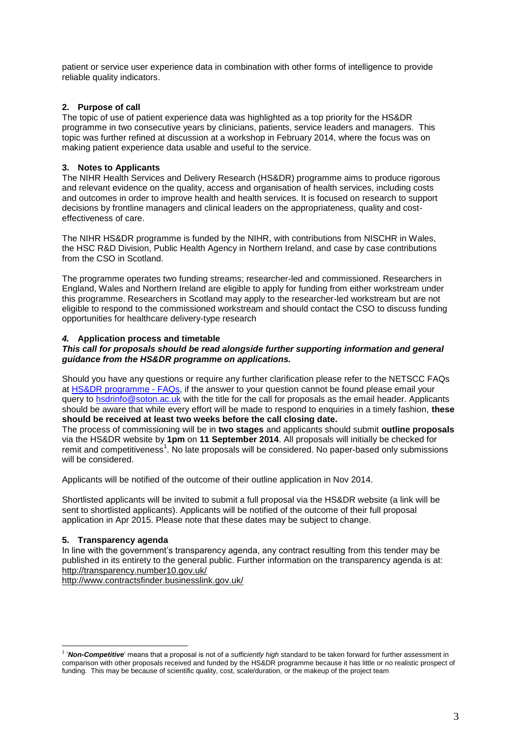patient or service user experience data in combination with other forms of intelligence to provide reliable quality indicators.

## 2. Purpose of call

The topic of use of patient experience data was highlighted as a top priority for the HS&DR programme in two consecutive years by clinicians, patients, service leaders and managers. This topic was further refined at discussion at a workshop in February 2014, where the focus was on making patient experience data usable and useful to the service.

## 3. Notes to Applicants

The NIHR Health Services and Delivery Research (HS&DR) programme aims to produce rigorous and relevant evidence on the quality, access and organisation of health services, including costs and outcomes in order to improve health and health services. It is focused on research to support decisions by frontline managers and clinical leaders on the appropriateness, quality and cost-effectiveness of care.

The NIHR HS&DR programme is funded by the NIHR, with contributions from NISCHR in Wales, the HSC R&D Division, Public Health Agency in Northern Ireland, and case by case contributions from the CSO in Scotland.

The programme operates two funding streams; researcher-led and commissioned. Researchers in England, Wales and Northern Ireland are eligible to apply for funding from either workstream under this programme. Researchers in Scotland may apply to the researcher-led workstream but are not eligible to respond to the commissioned workstream and should contact the CSO to discuss funding opportunities for healthcare delivery-type research

## *4.* Application process and timetable

***This call for proposals should be read alongside further supporting information and general guidance from the HS&DR programme on applications.***

Should you have any questions or require any further clarification please refer to the NETSCC FAQs at [HS&DR programme - FAQs](), if the answer to your question cannot be found please email your query to hsdrinfo@soton.ac.uk with the title for the call for proposals as the email header. Applicants should be aware that while every effort will be made to respond to enquiries in a timely fashion, **these should be received at least two weeks before the call closing date.**

The process of commissioning will be in **two stages** and applicants should submit **outline proposals** via the HS&DR website by **1pm** on **11 September 2014**. All proposals will initially be checked for remit and competitiveness[1]. No late proposals will be considered. No paper-based only submissions will be considered.

Applicants will be notified of the outcome of their outline application in Nov 2014.

Shortlisted applicants will be invited to submit a full proposal via the HS&DR website (a link will be sent to shortlisted applicants). Applicants will be notified of the outcome of their full proposal application in Apr 2015. Please note that these dates may be subject to change.

## 5. Transparency agenda

In line with the government's transparency agenda, any contract resulting from this tender may be published in its entirety to the general public. Further information on the transparency agenda is at:
http://transparency.number10.gov.uk/
http://www.contractsfinder.businesslink.gov.uk/

---

[1] '***Non-Competitive***' means that a proposal is not of a *sufficiently high* standard to be taken forward for further assessment in comparison with other proposals received and funded by the HS&DR programme because it has little or no realistic prospect of funding. This may be because of scientific quality, cost, scale/duration, or the makeup of the project team